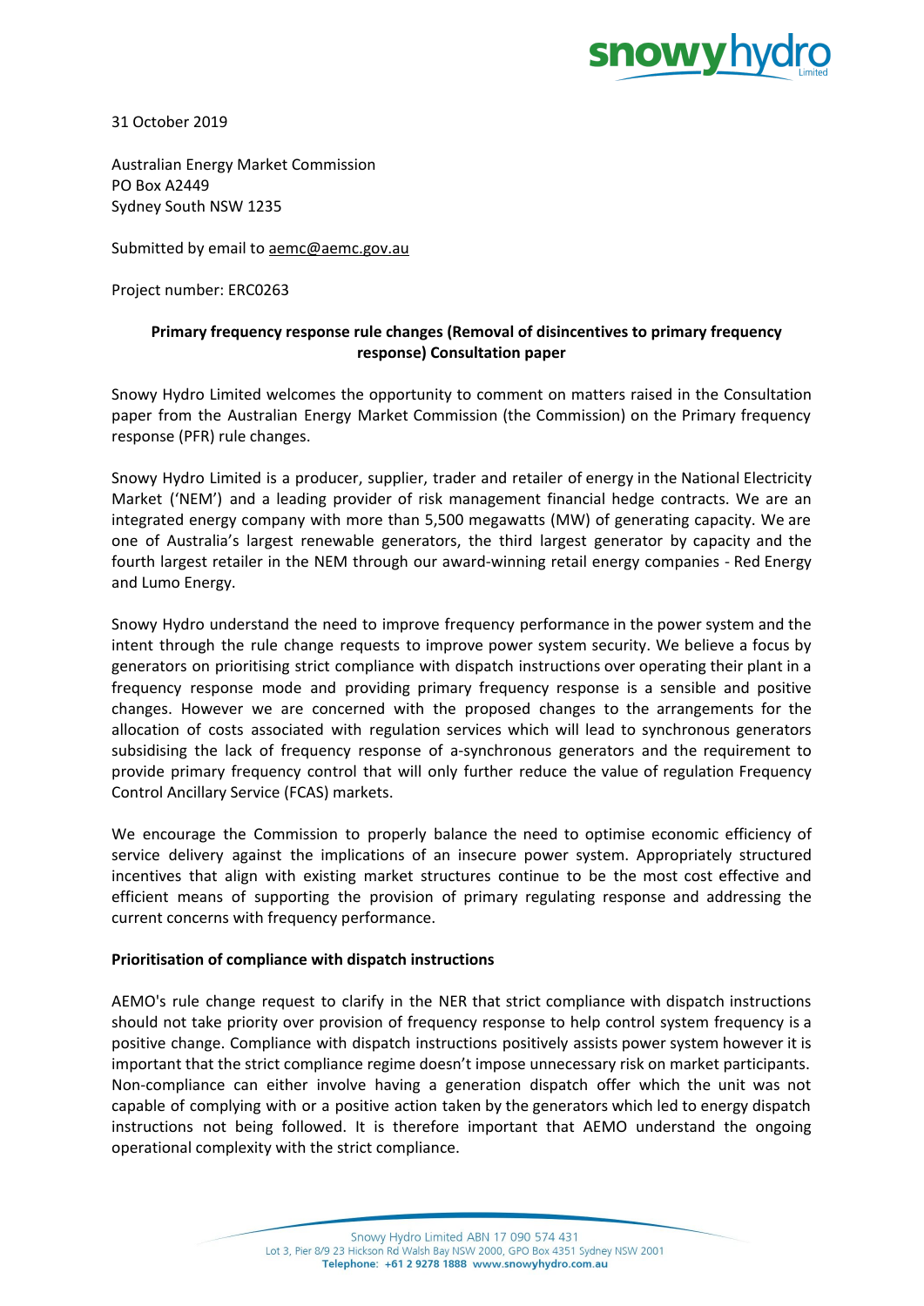31 October 2019

Australian Energy Market Commission
PO Box A2449
Sydney South NSW 1235

Submitted by email to aemc@aemc.gov.au

Project number: ERC0263

**Primary frequency response rule changes (Removal of disincentives to primary frequency response) Consultation paper**

Snowy Hydro Limited welcomes the opportunity to comment on matters raised in the Consultation paper from the Australian Energy Market Commission (the Commission) on the Primary frequency response (PFR) rule changes.

Snowy Hydro Limited is a producer, supplier, trader and retailer of energy in the National Electricity Market ('NEM') and a leading provider of risk management financial hedge contracts. We are an integrated energy company with more than 5,500 megawatts (MW) of generating capacity. We are one of Australia's largest renewable generators, the third largest generator by capacity and the fourth largest retailer in the NEM through our award-winning retail energy companies - Red Energy and Lumo Energy.

Snowy Hydro understand the need to improve frequency performance in the power system and the intent through the rule change requests to improve power system security. We believe a focus by generators on prioritising strict compliance with dispatch instructions over operating their plant in a frequency response mode and providing primary frequency response is a sensible and positive changes. However we are concerned with the proposed changes to the arrangements for the allocation of costs associated with regulation services which will lead to synchronous generators subsidising the lack of frequency response of a-synchronous generators and the requirement to provide primary frequency control that will only further reduce the value of regulation Frequency Control Ancillary Service (FCAS) markets.

We encourage the Commission to properly balance the need to optimise economic efficiency of service delivery against the implications of an insecure power system. Appropriately structured incentives that align with existing market structures continue to be the most cost effective and efficient means of supporting the provision of primary regulating response and addressing the current concerns with frequency performance.

**Prioritisation of compliance with dispatch instructions**

AEMO's rule change request to clarify in the NER that strict compliance with dispatch instructions should not take priority over provision of frequency response to help control system frequency is a positive change. Compliance with dispatch instructions positively assists power system however it is important that the strict compliance regime doesn't impose unnecessary risk on market participants. Non-compliance can either involve having a generation dispatch offer which the unit was not capable of complying with or a positive action taken by the generators which led to energy dispatch instructions not being followed. It is therefore important that AEMO understand the ongoing operational complexity with the strict compliance.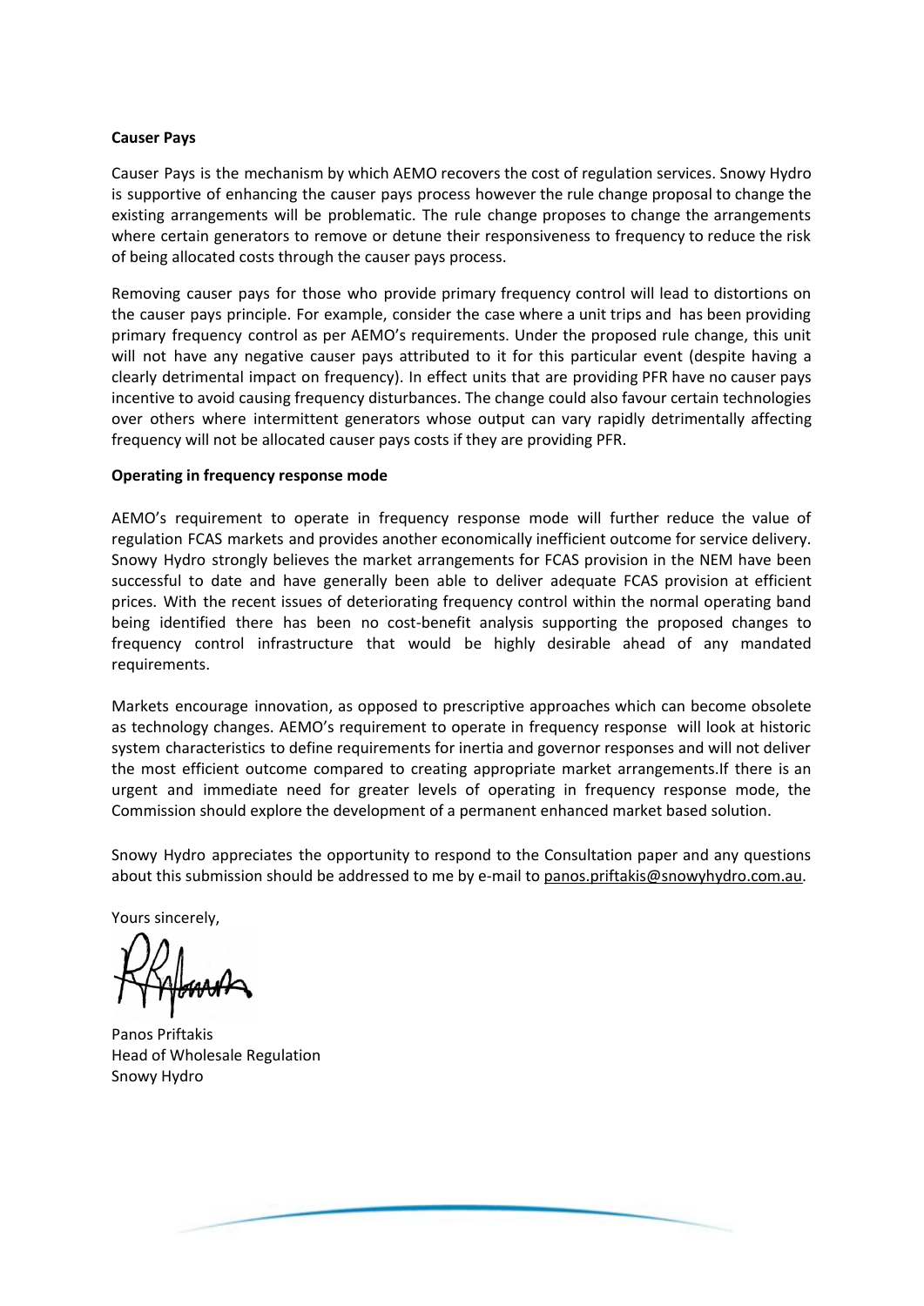**Causer Pays**

Causer Pays is the mechanism by which AEMO recovers the cost of regulation services. Snowy Hydro is supportive of enhancing the causer pays process however the rule change proposal to change the existing arrangements will be problematic. The rule change proposes to change the arrangements where certain generators to remove or detune their responsiveness to frequency to reduce the risk of being allocated costs through the causer pays process.

Removing causer pays for those who provide primary frequency control will lead to distortions on the causer pays principle. For example, consider the case where a unit trips and has been providing primary frequency control as per AEMO's requirements. Under the proposed rule change, this unit will not have any negative causer pays attributed to it for this particular event (despite having a clearly detrimental impact on frequency). In effect units that are providing PFR have no causer pays incentive to avoid causing frequency disturbances. The change could also favour certain technologies over others where intermittent generators whose output can vary rapidly detrimentally affecting frequency will not be allocated causer pays costs if they are providing PFR.

**Operating in frequency response mode**

AEMO's requirement to operate in frequency response mode will further reduce the value of regulation FCAS markets and provides another economically inefficient outcome for service delivery. Snowy Hydro strongly believes the market arrangements for FCAS provision in the NEM have been successful to date and have generally been able to deliver adequate FCAS provision at efficient prices. With the recent issues of deteriorating frequency control within the normal operating band being identified there has been no cost-benefit analysis supporting the proposed changes to frequency control infrastructure that would be highly desirable ahead of any mandated requirements.

Markets encourage innovation, as opposed to prescriptive approaches which can become obsolete as technology changes. AEMO's requirement to operate in frequency response will look at historic system characteristics to define requirements for inertia and governor responses and will not deliver the most efficient outcome compared to creating appropriate market arrangements.If there is an urgent and immediate need for greater levels of operating in frequency response mode, the Commission should explore the development of a permanent enhanced market based solution.

Snowy Hydro appreciates the opportunity to respond to the Consultation paper and any questions about this submission should be addressed to me by e-mail to panos.priftakis@snowyhydro.com.au.

Yours sincerely,

Panos Priftakis
Head of Wholesale Regulation
Snowy Hydro